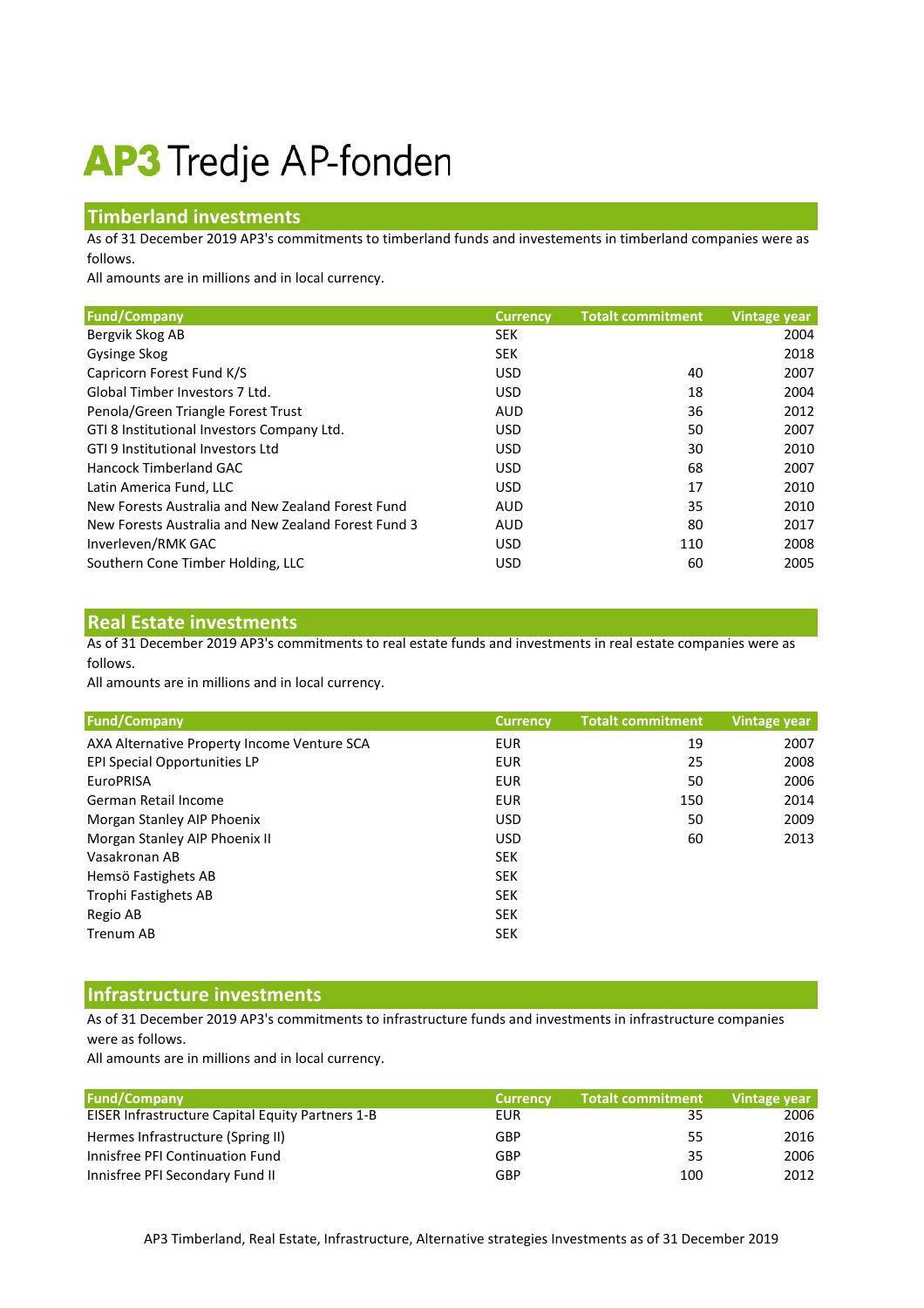# AP3 Tredje AP-fonden

## Timberland investments

As of 31 December 2019 AP3's commitments to timberland funds and investements in timberland companies were as follows.

All amounts are in millions and in local currency.

| Fund/Company | Currency | Totalt commitment | Vintage year |
|---|---|---|---|
| Bergvik Skog AB | SEK | | 2004 |
| Gysinge Skog | SEK | | 2018 |
| Capricorn Forest Fund K/S | USD | 40 | 2007 |
| Global Timber Investors 7 Ltd. | USD | 18 | 2004 |
| Penola/Green Triangle Forest Trust | AUD | 36 | 2012 |
| GTI 8 Institutional Investors Company Ltd. | USD | 50 | 2007 |
| GTI 9 Institutional Investors Ltd | USD | 30 | 2010 |
| Hancock Timberland GAC | USD | 68 | 2007 |
| Latin America Fund, LLC | USD | 17 | 2010 |
| New Forests Australia and New Zealand Forest Fund | AUD | 35 | 2010 |
| New Forests Australia and New Zealand Forest Fund 3 | AUD | 80 | 2017 |
| Inverleven/RMK GAC | USD | 110 | 2008 |
| Southern Cone Timber Holding, LLC | USD | 60 | 2005 |

## Real Estate investments

As of 31 December 2019 AP3's commitments to real estate funds and investments in real estate companies were as follows.

All amounts are in millions and in local currency.

| Fund/Company | Currency | Totalt commitment | Vintage year |
|---|---|---|---|
| AXA Alternative Property Income Venture SCA | EUR | 19 | 2007 |
| EPI Special Opportunities LP | EUR | 25 | 2008 |
| EuroPRISA | EUR | 50 | 2006 |
| German Retail Income | EUR | 150 | 2014 |
| Morgan Stanley AIP Phoenix | USD | 50 | 2009 |
| Morgan Stanley AIP Phoenix II | USD | 60 | 2013 |
| Vasakronan AB | SEK | | |
| Hemsö Fastighets AB | SEK | | |
| Trophi Fastighets AB | SEK | | |
| Regio AB | SEK | | |
| Trenum AB | SEK | | |

## Infrastructure investments

As of 31 December 2019 AP3's commitments to infrastructure funds and investments in infrastructure companies were as follows.

All amounts are in millions and in local currency.

| Fund/Company | Currency | Totalt commitment | Vintage year |
|---|---|---|---|
| EISER Infrastructure Capital Equity Partners 1-B | EUR | 35 | 2006 |
| Hermes Infrastructure (Spring II) | GBP | 55 | 2016 |
| Innisfree PFI Continuation Fund | GBP | 35 | 2006 |
| Innisfree PFI Secondary Fund II | GBP | 100 | 2012 |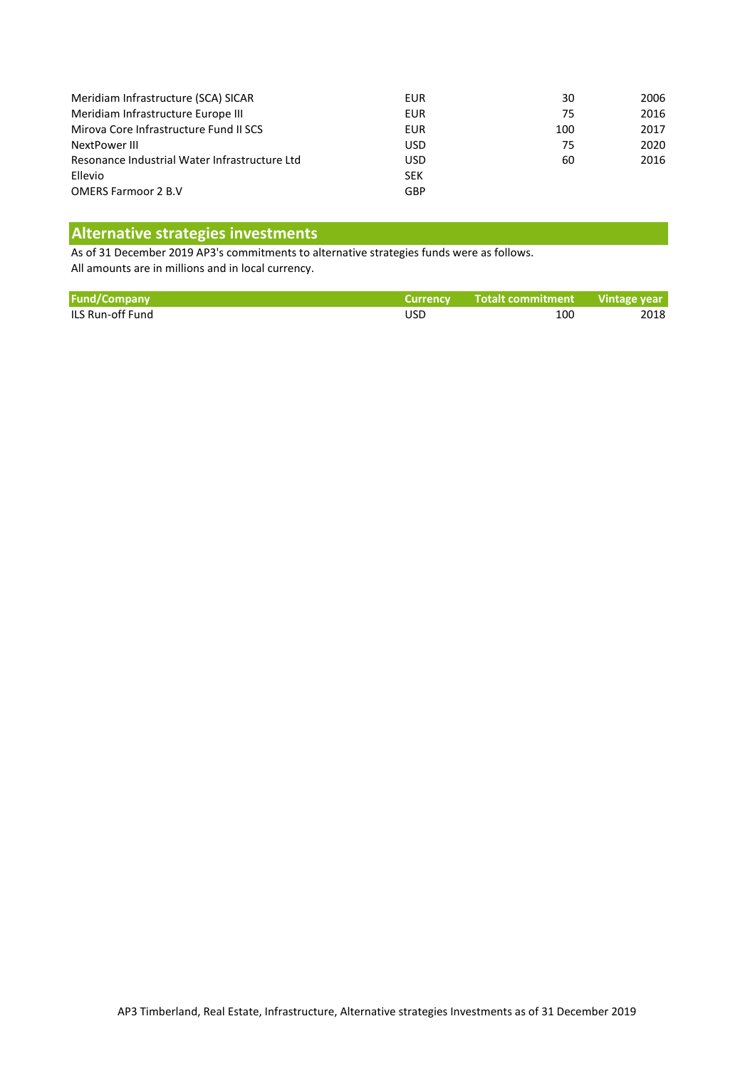| | | | |
|---|---|---|---|
| Meridiam Infrastructure (SCA) SICAR | EUR | 30 | 2006 |
| Meridiam Infrastructure Europe III | EUR | 75 | 2016 |
| Mirova Core Infrastructure Fund II SCS | EUR | 100 | 2017 |
| NextPower III | USD | 75 | 2020 |
| Resonance Industrial Water Infrastructure Ltd | USD | 60 | 2016 |
| Ellevio | SEK | | |
| OMERS Farmoor 2 B.V | GBP | | |

## Alternative strategies investments

As of 31 December 2019 AP3's commitments to alternative strategies funds were as follows.
All amounts are in millions and in local currency.

| Fund/Company | Currency | Totalt commitment | Vintage year |
|---|---|---|---|
| ILS Run-off Fund | USD | 100 | 2018 |